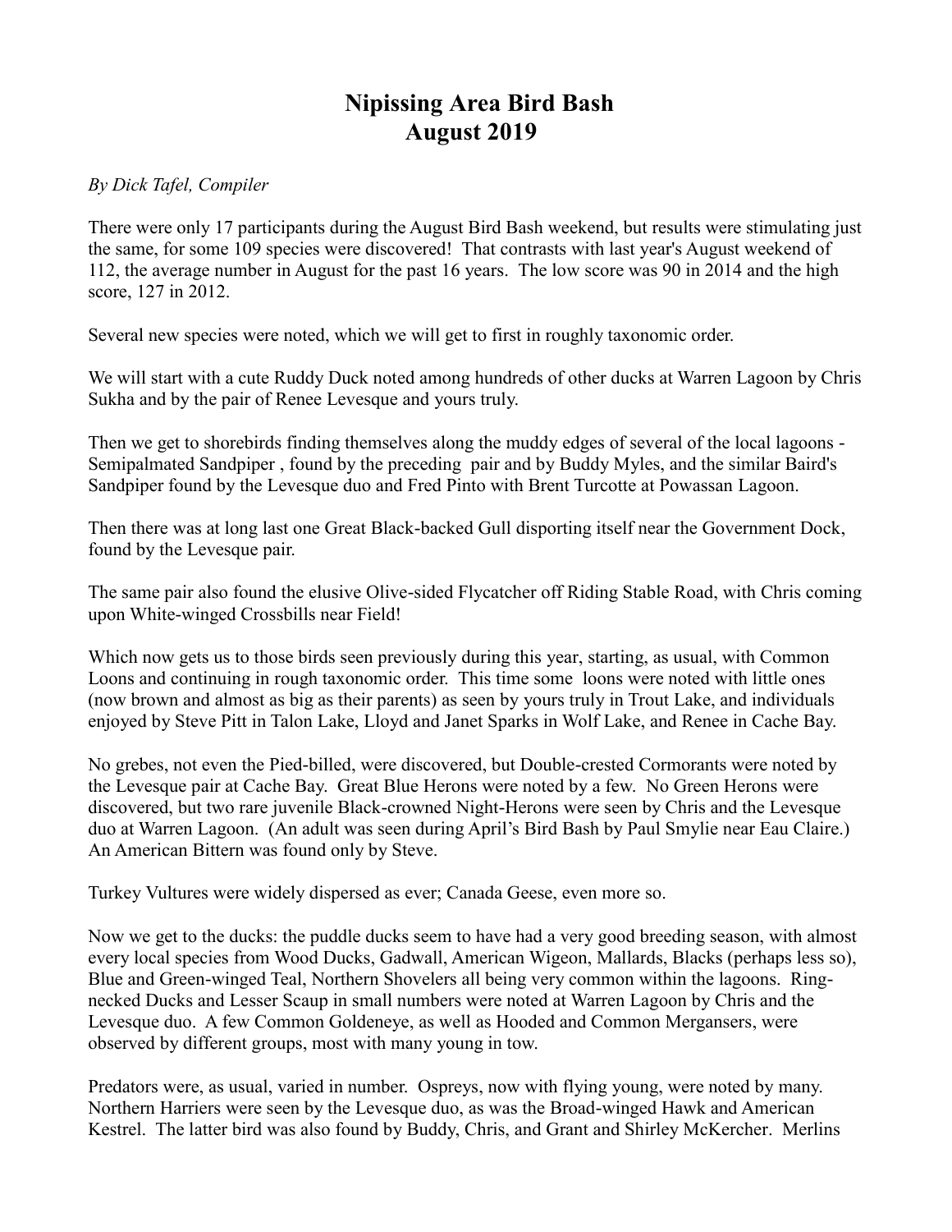# Nipissing Area Bird Bash
# August 2019

*By Dick Tafel, Compiler*

There were only 17 participants during the August Bird Bash weekend, but results were stimulating just the same, for some 109 species were discovered! That contrasts with last year's August weekend of 112, the average number in August for the past 16 years. The low score was 90 in 2014 and the high score, 127 in 2012.

Several new species were noted, which we will get to first in roughly taxonomic order.

We will start with a cute Ruddy Duck noted among hundreds of other ducks at Warren Lagoon by Chris Sukha and by the pair of Renee Levesque and yours truly.

Then we get to shorebirds finding themselves along the muddy edges of several of the local lagoons - Semipalmated Sandpiper , found by the preceding pair and by Buddy Myles, and the similar Baird's Sandpiper found by the Levesque duo and Fred Pinto with Brent Turcotte at Powassan Lagoon.

Then there was at long last one Great Black-backed Gull disporting itself near the Government Dock, found by the Levesque pair.

The same pair also found the elusive Olive-sided Flycatcher off Riding Stable Road, with Chris coming upon White-winged Crossbills near Field!

Which now gets us to those birds seen previously during this year, starting, as usual, with Common Loons and continuing in rough taxonomic order. This time some loons were noted with little ones (now brown and almost as big as their parents) as seen by yours truly in Trout Lake, and individuals enjoyed by Steve Pitt in Talon Lake, Lloyd and Janet Sparks in Wolf Lake, and Renee in Cache Bay.

No grebes, not even the Pied-billed, were discovered, but Double-crested Cormorants were noted by the Levesque pair at Cache Bay. Great Blue Herons were noted by a few. No Green Herons were discovered, but two rare juvenile Black-crowned Night-Herons were seen by Chris and the Levesque duo at Warren Lagoon. (An adult was seen during April's Bird Bash by Paul Smylie near Eau Claire.) An American Bittern was found only by Steve.

Turkey Vultures were widely dispersed as ever; Canada Geese, even more so.

Now we get to the ducks: the puddle ducks seem to have had a very good breeding season, with almost every local species from Wood Ducks, Gadwall, American Wigeon, Mallards, Blacks (perhaps less so), Blue and Green-winged Teal, Northern Shovelers all being very common within the lagoons. Ring-necked Ducks and Lesser Scaup in small numbers were noted at Warren Lagoon by Chris and the Levesque duo. A few Common Goldeneye, as well as Hooded and Common Mergansers, were observed by different groups, most with many young in tow.

Predators were, as usual, varied in number. Ospreys, now with flying young, were noted by many. Northern Harriers were seen by the Levesque duo, as was the Broad-winged Hawk and American Kestrel. The latter bird was also found by Buddy, Chris, and Grant and Shirley McKercher. Merlins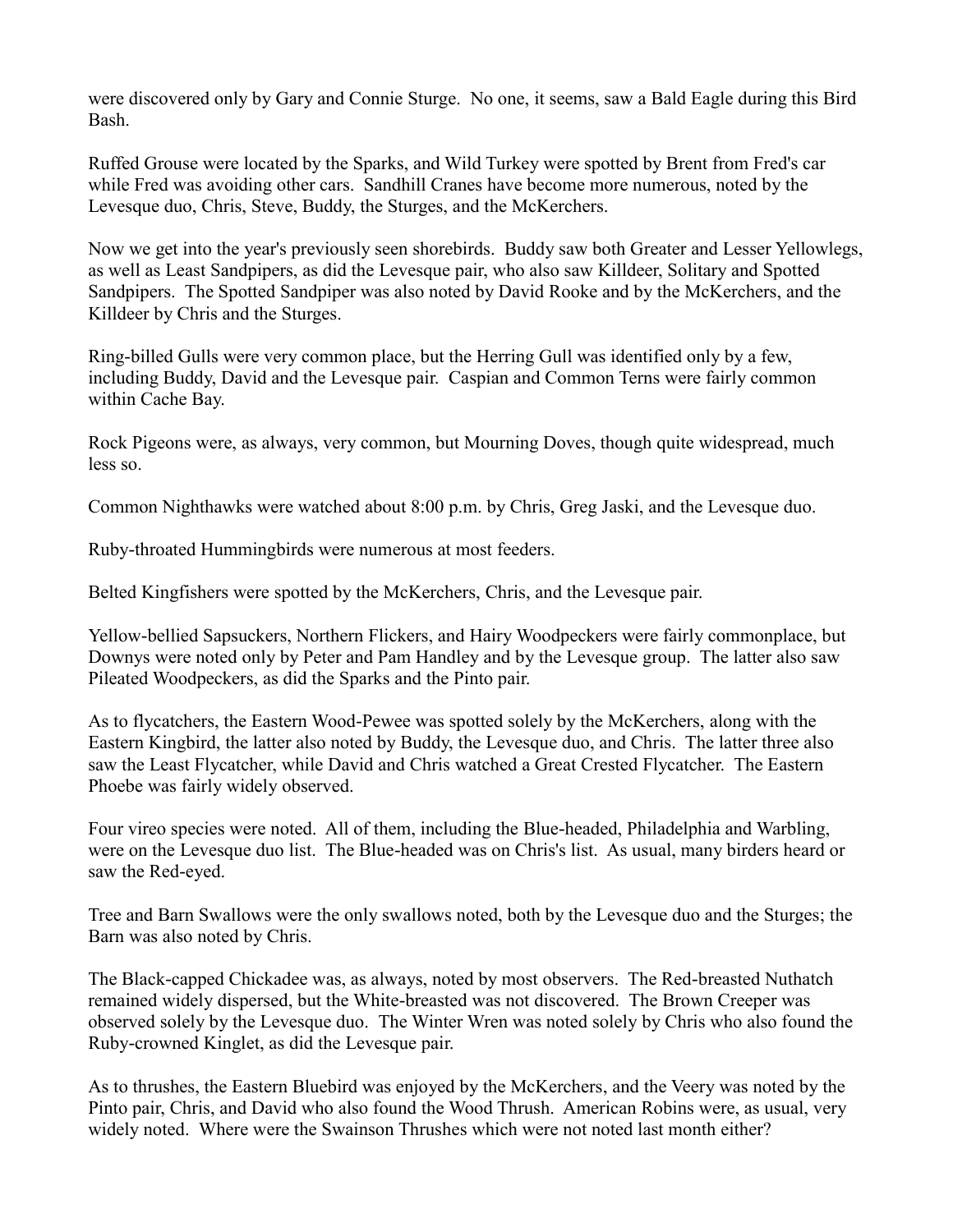were discovered only by Gary and Connie Sturge. No one, it seems, saw a Bald Eagle during this Bird Bash.

Ruffed Grouse were located by the Sparks, and Wild Turkey were spotted by Brent from Fred's car while Fred was avoiding other cars. Sandhill Cranes have become more numerous, noted by the Levesque duo, Chris, Steve, Buddy, the Sturges, and the McKerchers.

Now we get into the year's previously seen shorebirds. Buddy saw both Greater and Lesser Yellowlegs, as well as Least Sandpipers, as did the Levesque pair, who also saw Killdeer, Solitary and Spotted Sandpipers. The Spotted Sandpiper was also noted by David Rooke and by the McKerchers, and the Killdeer by Chris and the Sturges.

Ring-billed Gulls were very common place, but the Herring Gull was identified only by a few, including Buddy, David and the Levesque pair. Caspian and Common Terns were fairly common within Cache Bay.

Rock Pigeons were, as always, very common, but Mourning Doves, though quite widespread, much less so.

Common Nighthawks were watched about 8:00 p.m. by Chris, Greg Jaski, and the Levesque duo.

Ruby-throated Hummingbirds were numerous at most feeders.

Belted Kingfishers were spotted by the McKerchers, Chris, and the Levesque pair.

Yellow-bellied Sapsuckers, Northern Flickers, and Hairy Woodpeckers were fairly commonplace, but Downys were noted only by Peter and Pam Handley and by the Levesque group. The latter also saw Pileated Woodpeckers, as did the Sparks and the Pinto pair.

As to flycatchers, the Eastern Wood-Pewee was spotted solely by the McKerchers, along with the Eastern Kingbird, the latter also noted by Buddy, the Levesque duo, and Chris. The latter three also saw the Least Flycatcher, while David and Chris watched a Great Crested Flycatcher. The Eastern Phoebe was fairly widely observed.

Four vireo species were noted. All of them, including the Blue-headed, Philadelphia and Warbling, were on the Levesque duo list. The Blue-headed was on Chris's list. As usual, many birders heard or saw the Red-eyed.

Tree and Barn Swallows were the only swallows noted, both by the Levesque duo and the Sturges; the Barn was also noted by Chris.

The Black-capped Chickadee was, as always, noted by most observers. The Red-breasted Nuthatch remained widely dispersed, but the White-breasted was not discovered. The Brown Creeper was observed solely by the Levesque duo. The Winter Wren was noted solely by Chris who also found the Ruby-crowned Kinglet, as did the Levesque pair.

As to thrushes, the Eastern Bluebird was enjoyed by the McKerchers, and the Veery was noted by the Pinto pair, Chris, and David who also found the Wood Thrush. American Robins were, as usual, very widely noted. Where were the Swainson Thrushes which were not noted last month either?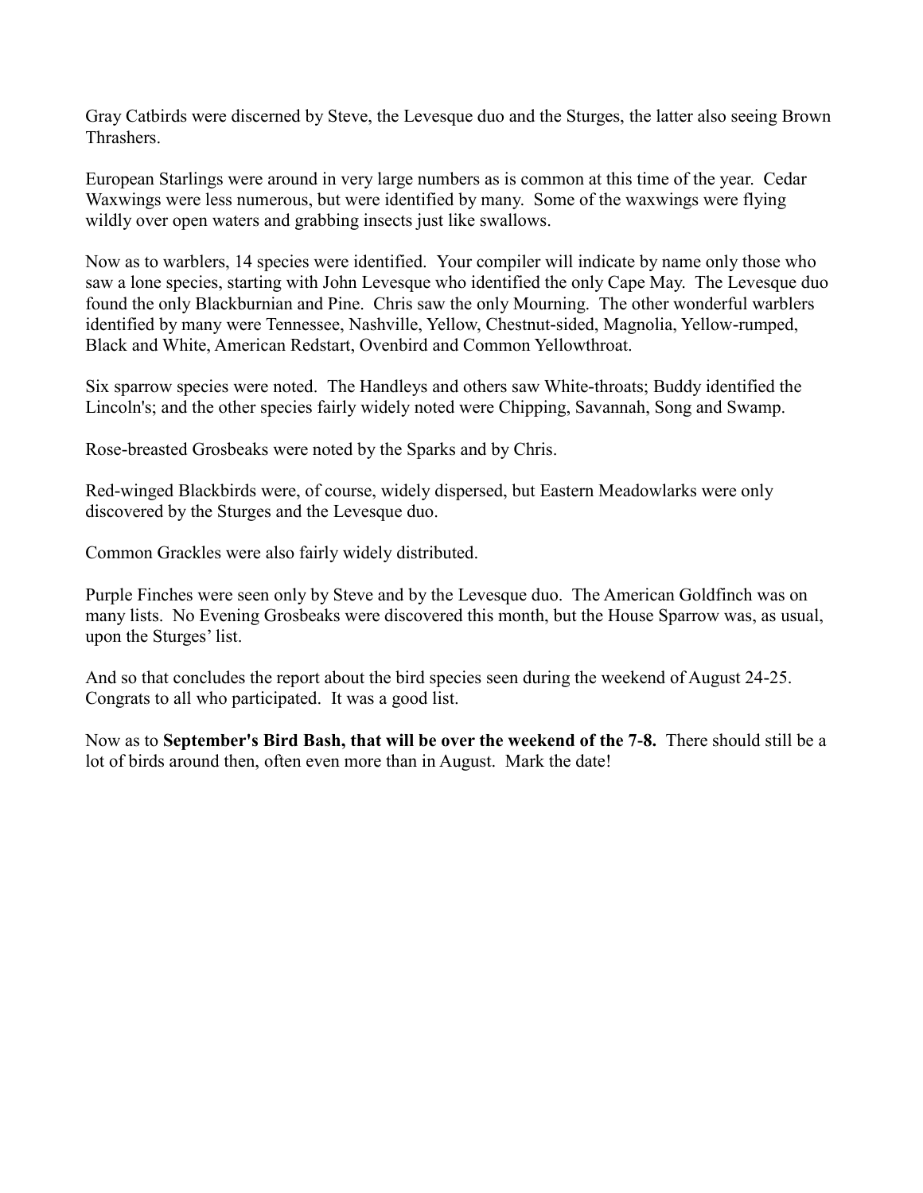Gray Catbirds were discerned by Steve, the Levesque duo and the Sturges, the latter also seeing Brown Thrashers.

European Starlings were around in very large numbers as is common at this time of the year. Cedar Waxwings were less numerous, but were identified by many. Some of the waxwings were flying wildly over open waters and grabbing insects just like swallows.

Now as to warblers, 14 species were identified. Your compiler will indicate by name only those who saw a lone species, starting with John Levesque who identified the only Cape May. The Levesque duo found the only Blackburnian and Pine. Chris saw the only Mourning. The other wonderful warblers identified by many were Tennessee, Nashville, Yellow, Chestnut-sided, Magnolia, Yellow-rumped, Black and White, American Redstart, Ovenbird and Common Yellowthroat.

Six sparrow species were noted. The Handleys and others saw White-throats; Buddy identified the Lincoln's; and the other species fairly widely noted were Chipping, Savannah, Song and Swamp.

Rose-breasted Grosbeaks were noted by the Sparks and by Chris.

Red-winged Blackbirds were, of course, widely dispersed, but Eastern Meadowlarks were only discovered by the Sturges and the Levesque duo.

Common Grackles were also fairly widely distributed.

Purple Finches were seen only by Steve and by the Levesque duo. The American Goldfinch was on many lists. No Evening Grosbeaks were discovered this month, but the House Sparrow was, as usual, upon the Sturges' list.

And so that concludes the report about the bird species seen during the weekend of August 24-25. Congrats to all who participated. It was a good list.

Now as to **September's Bird Bash, that will be over the weekend of the 7-8.** There should still be a lot of birds around then, often even more than in August. Mark the date!